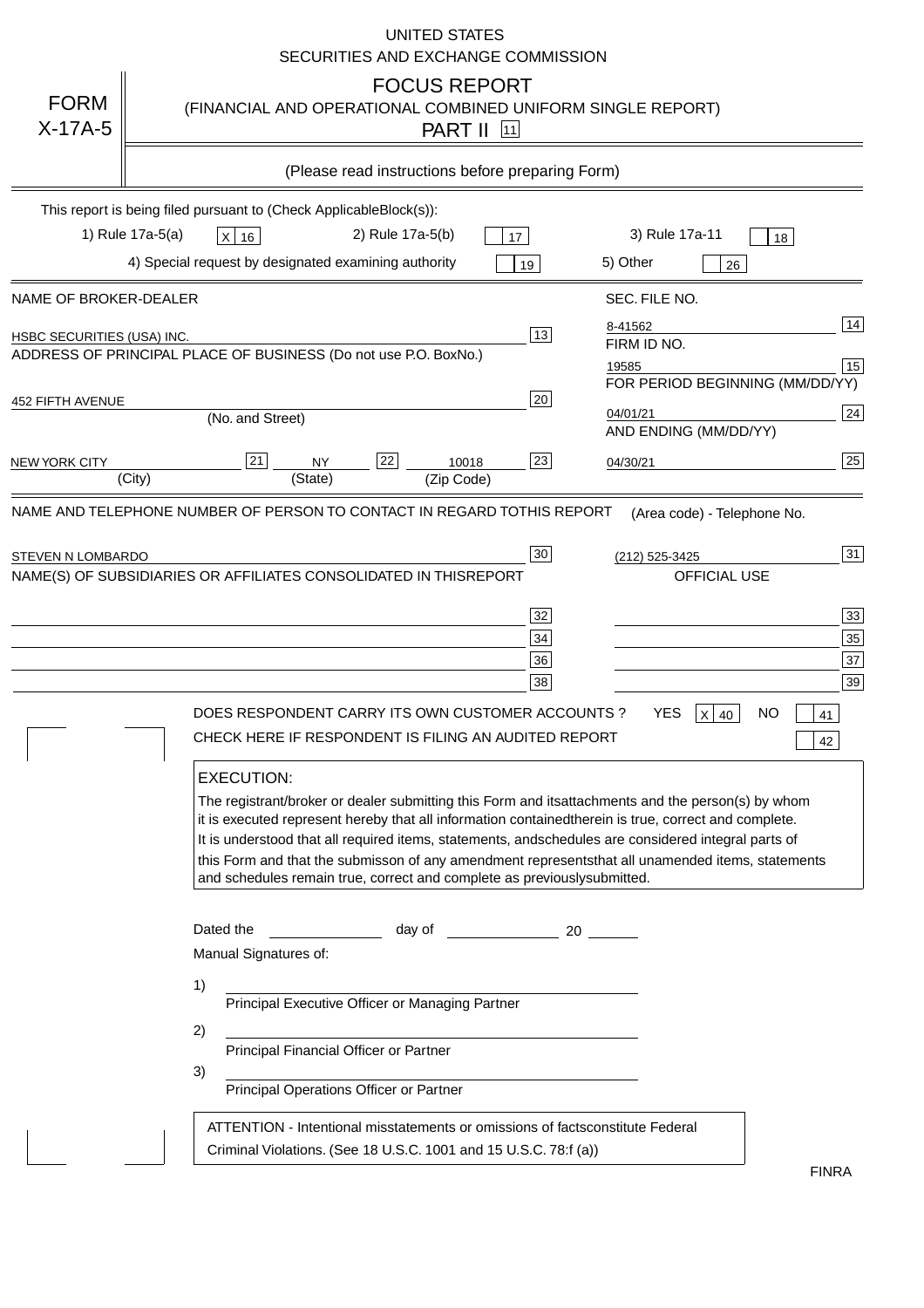UNITED STATES
SECURITIES AND EXCHANGE COMMISSION

# FORM X-17A-5

## FOCUS REPORT
(FINANCIAL AND OPERATIONAL COMBINED UNIFORM SINGLE REPORT)
PART II [11]

(Please read instructions before preparing Form)

This report is being filed pursuant to (Check Applicable Block(s)):

1) Rule 17a-5(a) [X] 16 &nbsp;&nbsp; 2) Rule 17a-5(b) [ ] 17 &nbsp;&nbsp; 3) Rule 17a-11 [ ] 18

4) Special request by designated examining authority [ ] 19 &nbsp;&nbsp; 5) Other [ ] 26

| NAME OF BROKER-DEALER | | SEC. FILE NO. | |
|---|---|---|---|
| HSBC SECURITIES (USA) INC. | 13 | 8-41562 | 14 |
| ADDRESS OF PRINCIPAL PLACE OF BUSINESS (Do not use P.O. Box No.) | | FIRM ID NO. | |
| | | 19585 | 15 |
| 452 FIFTH AVENUE (No. and Street) | 20 | FOR PERIOD BEGINNING (MM/DD/YY) | |
| | | 04/01/21 | 24 |
| NEW YORK CITY (City) [21] NY (State) [22] 10018 (Zip Code) | 23 | AND ENDING (MM/DD/YY) 04/30/21 | 25 |

| NAME AND TELEPHONE NUMBER OF PERSON TO CONTACT IN REGARD TO THIS REPORT | | (Area code) - Telephone No. | |
|---|---|---|---|
| STEVEN N LOMBARDO | 30 | (212) 525-3425 | 31 |
| NAME(S) OF SUBSIDIARIES OR AFFILIATES CONSOLIDATED IN THIS REPORT | | OFFICIAL USE | |
| | 32 | | 33 |
| | 34 | | 35 |
| | 36 | | 37 |
| | 38 | | 39 |

DOES RESPONDENT CARRY ITS OWN CUSTOMER ACCOUNTS ? YES [X] 40 NO [ ] 41

CHECK HERE IF RESPONDENT IS FILING AN AUDITED REPORT [ ] 42

**EXECUTION:**

The registrant/broker or dealer submitting this Form and its attachments and the person(s) by whom it is executed represent hereby that all information contained therein is true, correct and complete. It is understood that all required items, statements, and schedules are considered integral parts of this Form and that the submisson of any amendment represents that all unamended items, statements and schedules remain true, correct and complete as previously submitted.

Dated the ____________ day of ____________ 20 ______

Manual Signatures of:

1) ______________________________
Principal Executive Officer or Managing Partner

2) ______________________________
Principal Financial Officer or Partner

3) ______________________________
Principal Operations Officer or Partner

ATTENTION - Intentional misstatements or omissions of facts constitute Federal Criminal Violations. (See 18 U.S.C. 1001 and 15 U.S.C. 78:f (a))

FINRA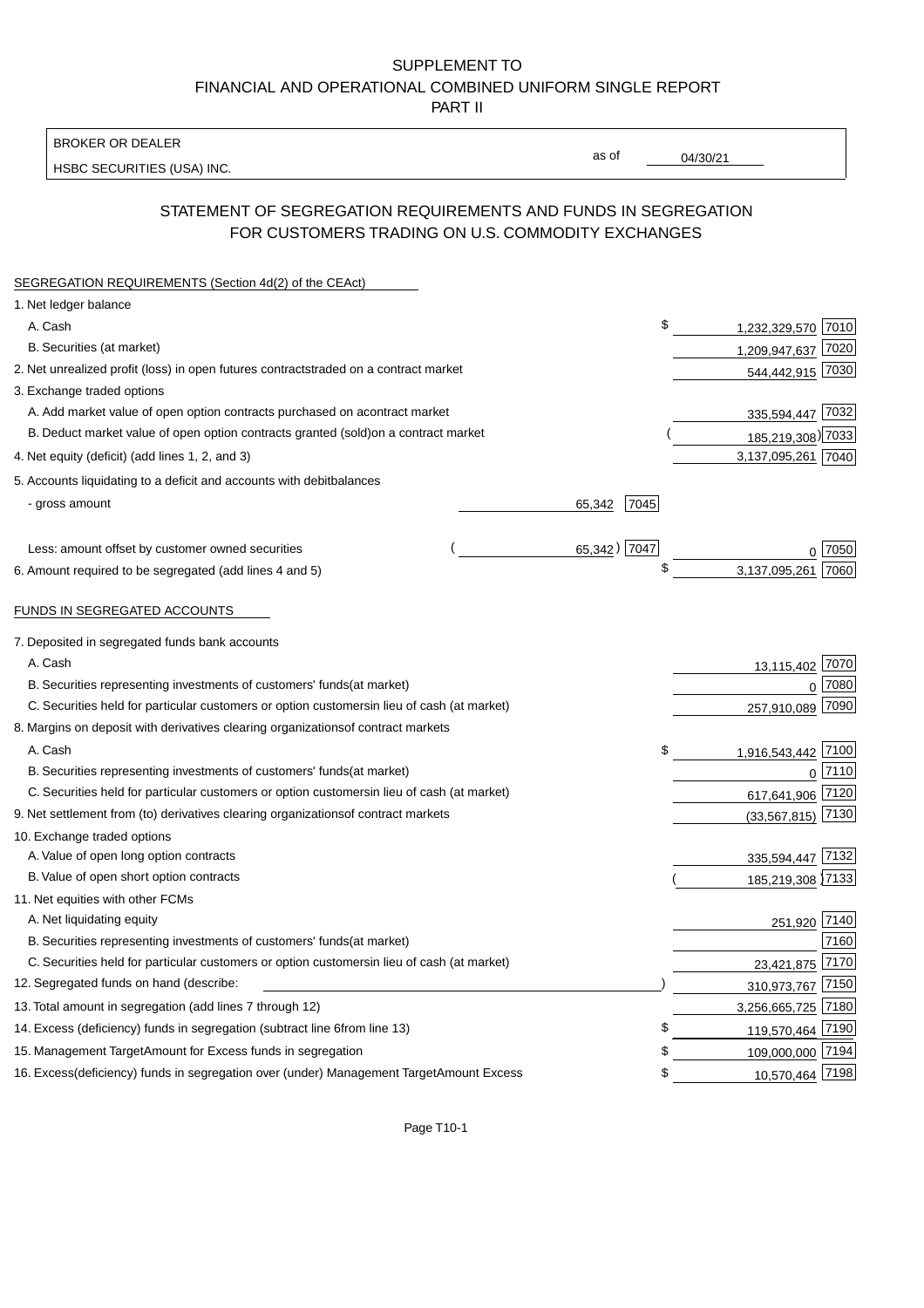SUPPLEMENT TO
FINANCIAL AND OPERATIONAL COMBINED UNIFORM SINGLE REPORT
PART II

BROKER OR DEALER
HSBC SECURITIES (USA) INC.

as of 04/30/21

## STATEMENT OF SEGREGATION REQUIREMENTS AND FUNDS IN SEGREGATION FOR CUSTOMERS TRADING ON U.S. COMMODITY EXCHANGES

SEGREGATION REQUIREMENTS (Section 4d(2) of the CEAct)

| | | | | |
|---|---|---|---|---|
| 1. Net ledger balance | | | | |
| A. Cash | | | $ 1,232,329,570 | 7010 |
| B. Securities (at market) | | | 1,209,947,637 | 7020 |
| 2. Net unrealized profit (loss) in open futures contracts traded on a contract market | | | 544,442,915 | 7030 |
| 3. Exchange traded options | | | | |
| A. Add market value of open option contracts purchased on a contract market | | | 335,594,447 | 7032 |
| B. Deduct market value of open option contracts granted (sold) on a contract market | | | (185,219,308) | 7033 |
| 4. Net equity (deficit) (add lines 1, 2, and 3) | | | 3,137,095,261 | 7040 |
| 5. Accounts liquidating to a deficit and accounts with debit balances | | | | |
| - gross amount | 65,342 | 7045 | | |
| Less: amount offset by customer owned securities | (65,342) | 7047 | 0 | 7050 |
| 6. Amount required to be segregated (add lines 4 and 5) | | | $ 3,137,095,261 | 7060 |

FUNDS IN SEGREGATED ACCOUNTS

| | | |
|---|---|---|
| 7. Deposited in segregated funds bank accounts | | |
| A. Cash | 13,115,402 | 7070 |
| B. Securities representing investments of customers' funds (at market) | 0 | 7080 |
| C. Securities held for particular customers or option customers in lieu of cash (at market) | 257,910,089 | 7090 |
| 8. Margins on deposit with derivatives clearing organizations of contract markets | | |
| A. Cash | $ 1,916,543,442 | 7100 |
| B. Securities representing investments of customers' funds (at market) | 0 | 7110 |
| C. Securities held for particular customers or option customers in lieu of cash (at market) | 617,641,906 | 7120 |
| 9. Net settlement from (to) derivatives clearing organizations of contract markets | (33,567,815) | 7130 |
| 10. Exchange traded options | | |
| A. Value of open long option contracts | 335,594,447 | 7132 |
| B. Value of open short option contracts | (185,219,308) | 7133 |
| 11. Net equities with other FCMs | | |
| A. Net liquidating equity | 251,920 | 7140 |
| B. Securities representing investments of customers' funds (at market) | | 7160 |
| C. Securities held for particular customers or option customers in lieu of cash (at market) | 23,421,875 | 7170 |
| 12. Segregated funds on hand (describe: ) | 310,973,767 | 7150 |
| 13. Total amount in segregation (add lines 7 through 12) | 3,256,665,725 | 7180 |
| 14. Excess (deficiency) funds in segregation (subtract line 6 from line 13) | $ 119,570,464 | 7190 |
| 15. Management Target Amount for Excess funds in segregation | $ 109,000,000 | 7194 |
| 16. Excess (deficiency) funds in segregation over (under) Management Target Amount Excess | $ 10,570,464 | 7198 |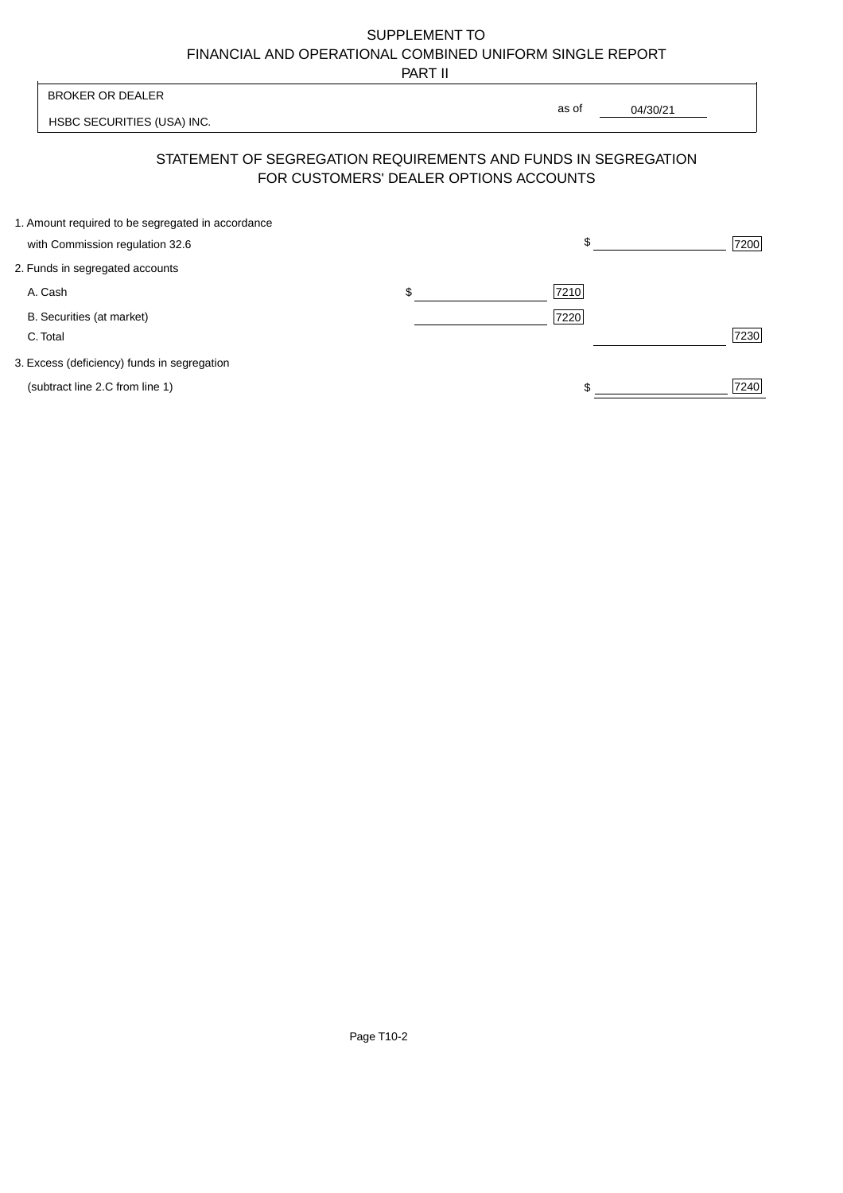# SUPPLEMENT TO FINANCIAL AND OPERATIONAL COMBINED UNIFORM SINGLE REPORT PART II

BROKER OR DEALER

HSBC SECURITIES (USA) INC.

as of 04/30/21

## STATEMENT OF SEGREGATION REQUIREMENTS AND FUNDS IN SEGREGATION FOR CUSTOMERS' DEALER OPTIONS ACCOUNTS

| | | | | |
|---|---|---|---|---|
| 1. Amount required to be segregated in accordance with Commission regulation 32.6 | | | $ | 7200 |
| 2. Funds in segregated accounts | | | | |
| A. Cash | $ | 7210 | | |
| B. Securities (at market) | | 7220 | | |
| C. Total | | | | 7230 |
| 3. Excess (deficiency) funds in segregation (subtract line 2.C from line 1) | | | $ | 7240 |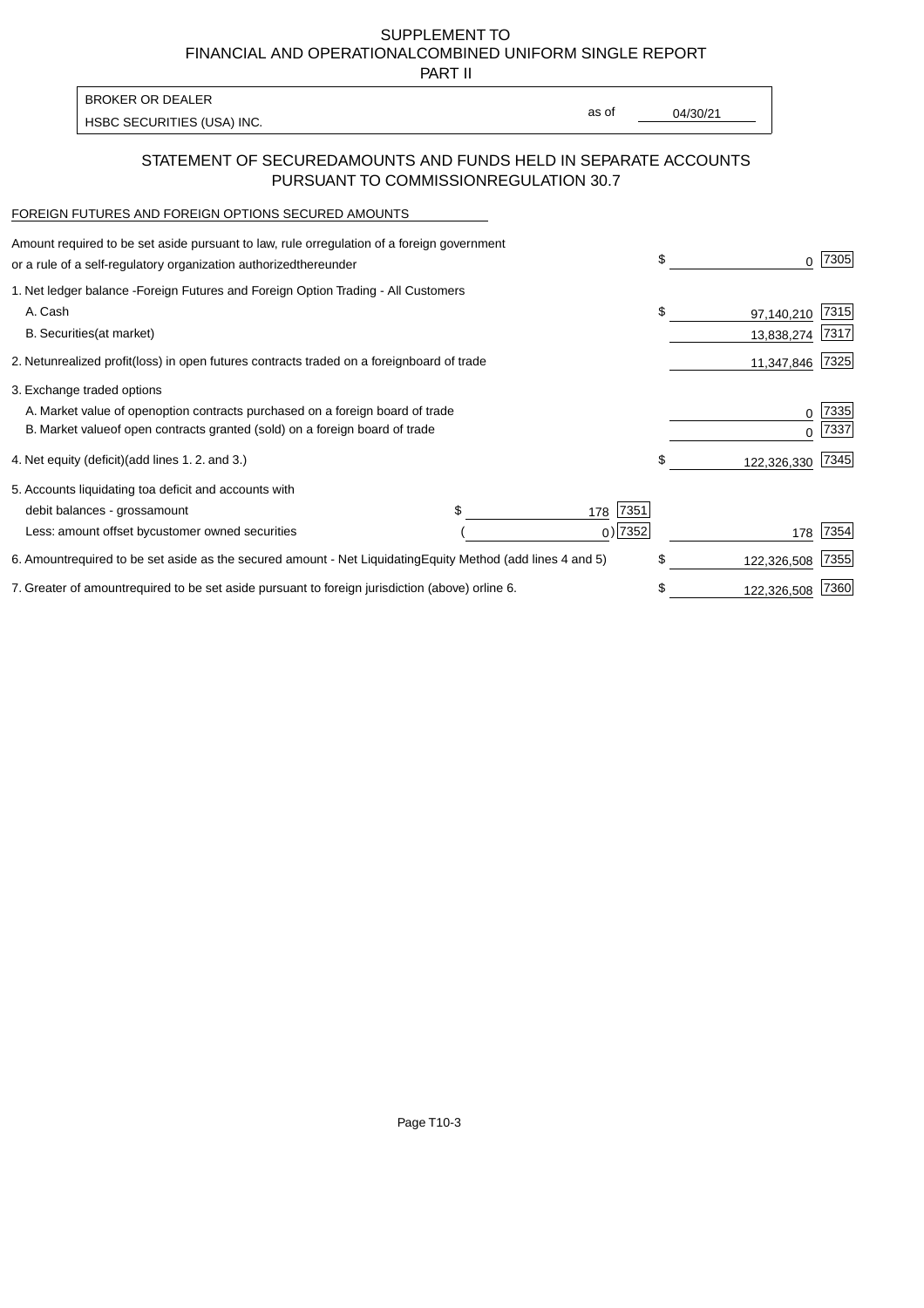SUPPLEMENT TO
FINANCIAL AND OPERATIONAL COMBINED UNIFORM SINGLE REPORT
PART II

BROKER OR DEALER
HSBC SECURITIES (USA) INC.

as of 04/30/21

## STATEMENT OF SECURED AMOUNTS AND FUNDS HELD IN SEPARATE ACCOUNTS PURSUANT TO COMMISSION REGULATION 30.7

FOREIGN FUTURES AND FOREIGN OPTIONS SECURED AMOUNTS

| Description | | | Amount | Code |
|---|---|---|---|---|
| Amount required to be set aside pursuant to law, rule or regulation of a foreign government or a rule of a self-regulatory organization authorized thereunder | | | $ 0 | 7305 |
| 1. Net ledger balance - Foreign Futures and Foreign Option Trading - All Customers | | | | |
| A. Cash | | | $ 97,140,210 | 7315 |
| B. Securities (at market) | | | 13,838,274 | 7317 |
| 2. Net unrealized profit (loss) in open futures contracts traded on a foreign board of trade | | | 11,347,846 | 7325 |
| 3. Exchange traded options | | | | |
| A. Market value of open option contracts purchased on a foreign board of trade | | | 0 | 7335 |
| B. Market value of open contracts granted (sold) on a foreign board of trade | | | 0 | 7337 |
| 4. Net equity (deficit) (add lines 1. 2. and 3.) | | | $ 122,326,330 | 7345 |
| 5. Accounts liquidating to a deficit and accounts with | | | | |
| debit balances - gross amount | $ 178 | 7351 | | |
| Less: amount offset by customer owned securities | ( 0) | 7352 | 178 | 7354 |
| 6. Amount required to be set aside as the secured amount - Net Liquidating Equity Method (add lines 4 and 5) | | | $ 122,326,508 | 7355 |
| 7. Greater of amount required to be set aside pursuant to foreign jurisdiction (above) or line 6. | | | $ 122,326,508 | 7360 |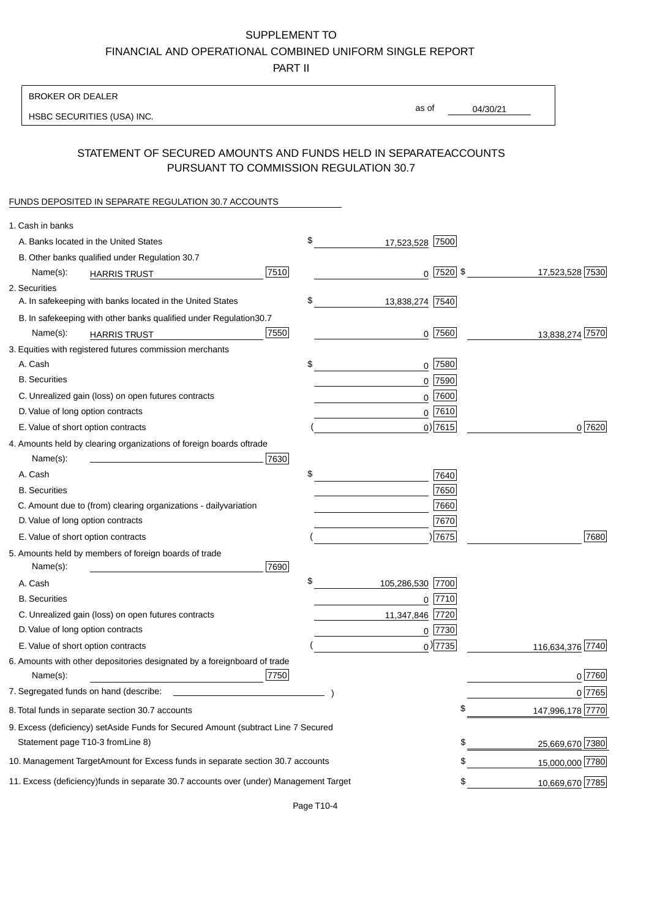SUPPLEMENT TO
FINANCIAL AND OPERATIONAL COMBINED UNIFORM SINGLE REPORT
PART II

BROKER OR DEALER

HSBC SECURITIES (USA) INC. as of 04/30/21

## STATEMENT OF SECURED AMOUNTS AND FUNDS HELD IN SEPARATEACCOUNTS PURSUANT TO COMMISSION REGULATION 30.7

FUNDS DEPOSITED IN SEPARATE REGULATION 30.7 ACCOUNTS

| | | | |
|---|---|---|---|
| 1. Cash in banks | | | |
| A. Banks located in the United States | | $ 17,523,528 [7500] | |
| B. Other banks qualified under Regulation 30.7 | | | |
| Name(s): HARRIS TRUST | [7510] | 0 [7520] | $ 17,523,528 [7530] |
| 2. Securities | | | |
| A. In safekeeping with banks located in the United States | | $ 13,838,274 [7540] | |
| B. In safekeeping with other banks qualified under Regulation30.7 | | | |
| Name(s): HARRIS TRUST | [7550] | 0 [7560] | 13,838,274 [7570] |
| 3. Equities with registered futures commission merchants | | | |
| A. Cash | | $ 0 [7580] | |
| B. Securities | | 0 [7590] | |
| C. Unrealized gain (loss) on open futures contracts | | 0 [7600] | |
| D. Value of long option contracts | | 0 [7610] | |
| E. Value of short option contracts | | ( 0) [7615] | 0 [7620] |
| 4. Amounts held by clearing organizations of foreign boards oftrade | | | |
| Name(s): | [7630] | | |
| A. Cash | | $ [7640] | |
| B. Securities | | [7650] | |
| C. Amount due to (from) clearing organizations - dailyvariation | | [7660] | |
| D. Value of long option contracts | | [7670] | |
| E. Value of short option contracts | | ( ) [7675] | [7680] |
| 5. Amounts held by members of foreign boards of trade | | | |
| Name(s): | [7690] | | |
| A. Cash | | $ 105,286,530 [7700] | |
| B. Securities | | 0 [7710] | |
| C. Unrealized gain (loss) on open futures contracts | | 11,347,846 [7720] | |
| D. Value of long option contracts | | 0 [7730] | |
| E. Value of short option contracts | | ( 0) [7735] | 116,634,376 [7740] |
| 6. Amounts with other depositories designated by a foreignboard of trade | | | |
| Name(s): | [7750] | | 0 [7760] |
| 7. Segregated funds on hand (describe: ) | | | 0 [7765] |
| 8. Total funds in separate section 30.7 accounts | | | $ 147,996,178 [7770] |
| 9. Excess (deficiency) setAside Funds for Secured Amount (subtract Line 7 Secured Statement page T10-3 fromLine 8) | | | $ 25,669,670 [7380] |
| 10. Management TargetAmount for Excess funds in separate section 30.7 accounts | | | $ 15,000,000 [7780] |
| 11. Excess (deficiency)funds in separate 30.7 accounts over (under) Management Target | | | $ 10,669,670 [7785] |

Page T10-4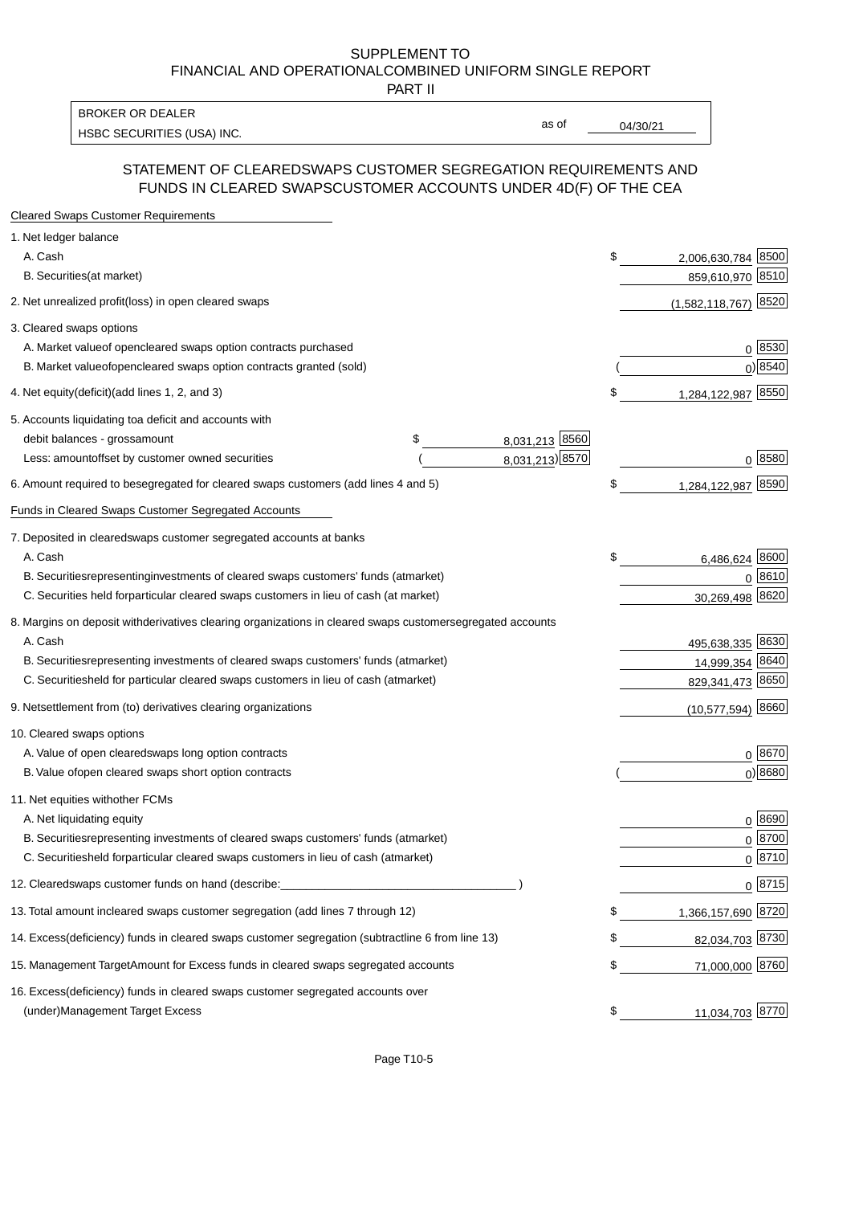SUPPLEMENT TO
FINANCIAL AND OPERATIONALCOMBINED UNIFORM SINGLE REPORT
PART II

| BROKER OR DEALER | | |
|---|---|---|
| HSBC SECURITIES (USA) INC. | as of | 04/30/21 |

## STATEMENT OF CLEAREDSWAPS CUSTOMER SEGREGATION REQUIREMENTS AND FUNDS IN CLEARED SWAPSCUSTOMER ACCOUNTS UNDER 4D(F) OF THE CEA

| Cleared Swaps Customer Requirements | | | |
|---|---|---|---|
| 1. Net ledger balance | | | |
| A. Cash | | $ 2,006,630,784 | 8500 |
| B. Securities(at market) | | 859,610,970 | 8510 |
| 2. Net unrealized profit(loss) in open cleared swaps | | (1,582,118,767) | 8520 |
| 3. Cleared swaps options | | | |
| A. Market valueof opencleared swaps option contracts purchased | | 0 | 8530 |
| B. Market valueofopencleared swaps option contracts granted (sold) | | ( 0) | 8540 |
| 4. Net equity(deficit)(add lines 1, 2, and 3) | | $ 1,284,122,987 | 8550 |
| 5. Accounts liquidating toa deficit and accounts with | | | |
| debit balances - grossamount | $ 8,031,213 8560 | | |
| Less: amountoffset by customer owned securities | ( 8,031,213) 8570 | 0 | 8580 |
| 6. Amount required to besegregated for cleared swaps customers (add lines 4 and 5) | | $ 1,284,122,987 | 8590 |
| Funds in Cleared Swaps Customer Segregated Accounts | | | |
| 7. Deposited in clearedswaps customer segregated accounts at banks | | | |
| A. Cash | | $ 6,486,624 | 8600 |
| B. Securitiesrepresentinginvestments of cleared swaps customers' funds (atmarket) | | 0 | 8610 |
| C. Securities held forparticular cleared swaps customers in lieu of cash (at market) | | 30,269,498 | 8620 |
| 8. Margins on deposit withderivatives clearing organizations in cleared swaps customersegregated accounts | | | |
| A. Cash | | 495,638,335 | 8630 |
| B. Securitiesrepresenting investments of cleared swaps customers' funds (atmarket) | | 14,999,354 | 8640 |
| C. Securitiesheld for particular cleared swaps customers in lieu of cash (atmarket) | | 829,341,473 | 8650 |
| 9. Netsettlement from (to) derivatives clearing organizations | | (10,577,594) | 8660 |
| 10. Cleared swaps options | | | |
| A. Value of open clearedswaps long option contracts | | 0 | 8670 |
| B. Value ofopen cleared swaps short option contracts | | ( 0) | 8680 |
| 11. Net equities withother FCMs | | | |
| A. Net liquidating equity | | 0 | 8690 |
| B. Securitiesrepresenting investments of cleared swaps customers' funds (atmarket) | | 0 | 8700 |
| C. Securitiesheld forparticular cleared swaps customers in lieu of cash (atmarket) | | 0 | 8710 |
| 12. Clearedswaps customer funds on hand (describe:____________________________________ ) | | 0 | 8715 |
| 13. Total amount incleared swaps customer segregation (add lines 7 through 12) | | $ 1,366,157,690 | 8720 |
| 14. Excess(deficiency) funds in cleared swaps customer segregation (subtractline 6 from line 13) | | $ 82,034,703 | 8730 |
| 15. Management TargetAmount for Excess funds in cleared swaps segregated accounts | | $ 71,000,000 | 8760 |
| 16. Excess(deficiency) funds in cleared swaps customer segregated accounts over (under)Management Target Excess | | $ 11,034,703 | 8770 |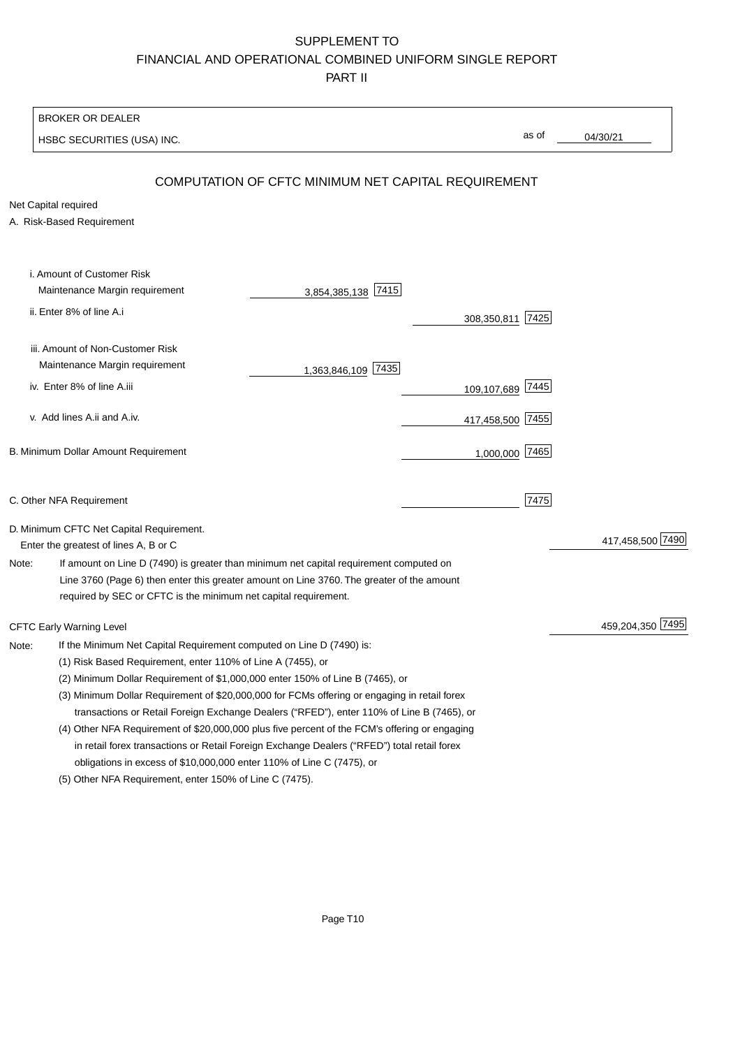# SUPPLEMENT TO
# FINANCIAL AND OPERATIONAL COMBINED UNIFORM SINGLE REPORT
# PART II

| | |
|---|---|
| BROKER OR DEALER | |
| HSBC SECURITIES (USA) INC. | as of 04/30/21 |

## COMPUTATION OF CFTC MINIMUM NET CAPITAL REQUIREMENT

Net Capital required

A. Risk-Based Requirement

| | | | |
|---|---|---|---|
| i. Amount of Customer Risk Maintenance Margin requirement | 3,854,385,138 [7415] | | |
| ii. Enter 8% of line A.i | | 308,350,811 [7425] | |
| iii. Amount of Non-Customer Risk Maintenance Margin requirement | 1,363,846,109 [7435] | | |
| iv. Enter 8% of line A.iii | | 109,107,689 [7445] | |
| v. Add lines A.ii and A.iv. | | 417,458,500 [7455] | |
| B. Minimum Dollar Amount Requirement | | 1,000,000 [7465] | |
| C. Other NFA Requirement | | [7475] | |
| D. Minimum CFTC Net Capital Requirement. Enter the greatest of lines A, B or C | | | 417,458,500 [7490] |

Note: If amount on Line D (7490) is greater than minimum net capital requirement computed on Line 3760 (Page 6) then enter this greater amount on Line 3760. The greater of the amount required by SEC or CFTC is the minimum net capital requirement.

| | |
|---|---|
| CFTC Early Warning Level | 459,204,350 [7495] |

Note: If the Minimum Net Capital Requirement computed on Line D (7490) is:

(1) Risk Based Requirement, enter 110% of Line A (7455), or

(2) Minimum Dollar Requirement of $1,000,000 enter 150% of Line B (7465), or

(3) Minimum Dollar Requirement of $20,000,000 for FCMs offering or engaging in retail forex transactions or Retail Foreign Exchange Dealers ("RFED"), enter 110% of Line B (7465), or

(4) Other NFA Requirement of $20,000,000 plus five percent of the FCM's offering or engaging in retail forex transactions or Retail Foreign Exchange Dealers ("RFED") total retail forex obligations in excess of $10,000,000 enter 110% of Line C (7475), or

(5) Other NFA Requirement, enter 150% of Line C (7475).